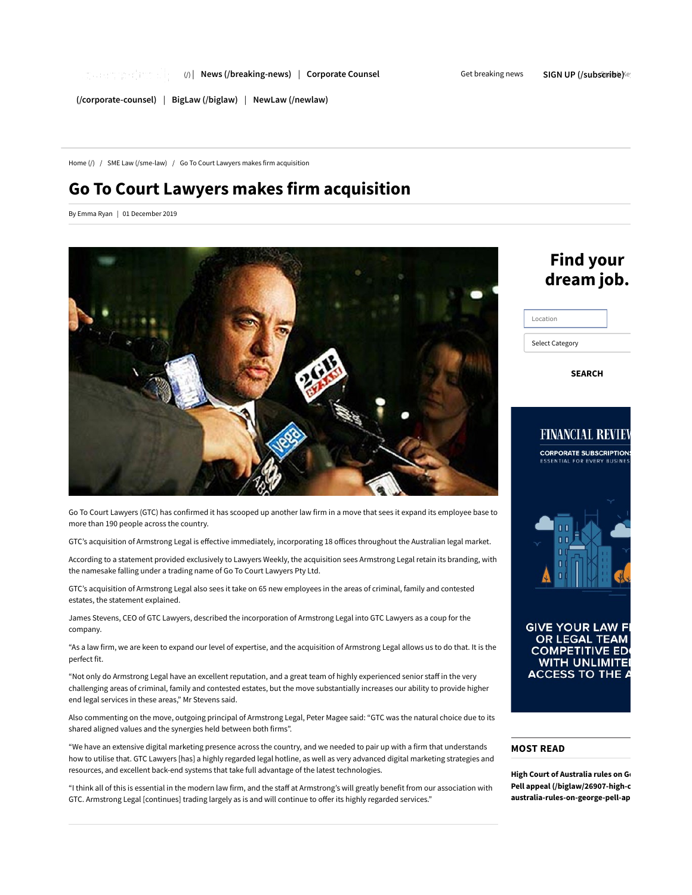(/) | News (/breaking-news) | Corporate Counsel (/corporate-counsel) | BigLaw (/biglaw) | NewLaw (/newlaw)

Get breaking news SIGN UP (/subscribe)

Home (/) / SME Law (/sme-law) / Go To Court Lawyers makes firm acquisition

# Go To Court Lawyers makes firm acquisition

By Emma Ryan | 01 December 2019

Go To Court Lawyers (GTC) has confirmed it has scooped up another law firm in a move that sees it expand its employee base to more than 190 people across the country.

GTC's acquisition of Armstrong Legal is effective immediately, incorporating 18 offices throughout the Australian legal market.

According to a statement provided exclusively to Lawyers Weekly, the acquisition sees Armstrong Legal retain its branding, with the namesake falling under a trading name of Go To Court Lawyers Pty Ltd.

GTC's acquisition of Armstrong Legal also sees it take on 65 new employees in the areas of criminal, family and contested estates, the statement explained.

James Stevens, CEO of GTC Lawyers, described the incorporation of Armstrong Legal into GTC Lawyers as a coup for the company.

"As a law firm, we are keen to expand our level of expertise, and the acquisition of Armstrong Legal allows us to do that. It is the perfect fit.

"Not only do Armstrong Legal have an excellent reputation, and a great team of highly experienced senior staff in the very challenging areas of criminal, family and contested estates, but the move substantially increases our ability to provide higher end legal services in these areas," Mr Stevens said.

Also commenting on the move, outgoing principal of Armstrong Legal, Peter Magee said: "GTC was the natural choice due to its shared aligned values and the synergies held between both firms".

"We have an extensive digital marketing presence across the country, and we needed to pair up with a firm that understands how to utilise that. GTC Lawyers [has] a highly regarded legal hotline, as well as very advanced digital marketing strategies and resources, and excellent back-end systems that take full advantage of the latest technologies.

"I think all of this is essential in the modern law firm, and the staff at Armstrong's will greatly benefit from our association with GTC. Armstrong Legal [continues] trading largely as is and will continue to offer its highly regarded services."

Find your dream job.

Location

Select Category

SEARCH

## MOST READ

**High Court of Australia rules on George Pell appeal (/biglaw/26907-high-court-australia-rules-on-george-pell-ap**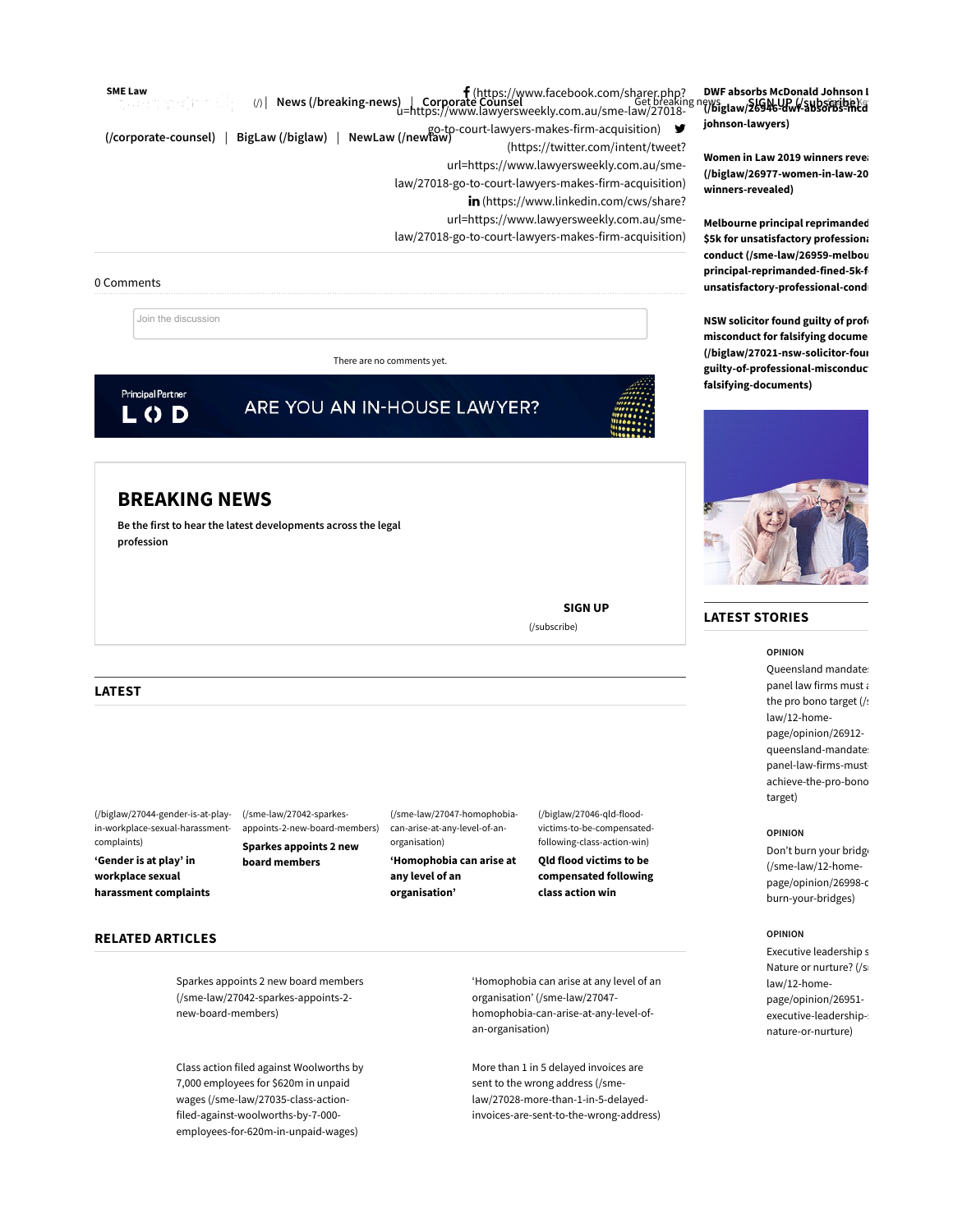SME Law (/) | News (/breaking-news) | Corporate Counsel (/corporate-counsel) | BigLaw (/biglaw) | NewLaw (/newlaw)

Get breaking news SIGN UP (/subscribe)

(https://www.facebook.com/sharer.php?u=https://www.lawyersweekly.com.au/sme-law/27018-go-to-court-lawyers-makes-firm-acquisition) (https://twitter.com/intent/tweet?url=https://www.lawyersweekly.com.au/sme-law/27018-go-to-court-lawyers-makes-firm-acquisition) (https://www.linkedin.com/cws/share?url=https://www.lawyersweekly.com.au/sme-law/27018-go-to-court-lawyers-makes-firm-acquisition)

0 Comments

Join the discussion

There are no comments yet.

Principal Partner LOD ARE YOU AN IN-HOUSE LAWYER?

## BREAKING NEWS

Be the first to hear the latest developments across the legal profession

**SIGN UP** (/subscribe)

## LATEST

(/biglaw/27044-gender-is-at-play-in-workplace-sexual-harassment-complaints)
**'Gender is at play' in workplace sexual harassment complaints**

(/sme-law/27042-sparkes-appoints-2-new-board-members)
**Sparkes appoints 2 new board members**

(/sme-law/27047-homophobia-can-arise-at-any-level-of-an-organisation)
**'Homophobia can arise at any level of an organisation'**

(/biglaw/27046-qld-flood-victims-to-be-compensated-following-class-action-win)
**Qld flood victims to be compensated following class action win**

## RELATED ARTICLES

Sparkes appoints 2 new board members (/sme-law/27042-sparkes-appoints-2-new-board-members)

'Homophobia can arise at any level of an organisation' (/sme-law/27047-homophobia-can-arise-at-any-level-of-an-organisation)

Class action filed against Woolworths by 7,000 employees for $620m in unpaid wages (/sme-law/27035-class-action-filed-against-woolworths-by-7-000-employees-for-620m-in-unpaid-wages)

More than 1 in 5 delayed invoices are sent to the wrong address (/sme-law/27028-more-than-1-in-5-delayed-invoices-are-sent-to-the-wrong-address)

**DWF absorbs McDonald Johnson l (/biglaw/26946-dwf-absorbs-mcd johnson-lawyers)**

**Women in Law 2019 winners revea (/biglaw/26977-women-in-law-20 winners-revealed)**

**Melbourne principal reprimanded $5k for unsatisfactory professiona conduct (/sme-law/26959-melbou principal-reprimanded-fined-5k-f unsatisfactory-professional-cond**

**NSW solicitor found guilty of profe misconduct for falsifying docume (/biglaw/27021-nsw-solicitor-foun guilty-of-professional-misconduc falsifying-documents)**

## LATEST STORIES

OPINION
Queensland mandate panel law firms must a the pro bono target (/ law/12-home-page/opinion/26912-queensland-mandate panel-law-firms-must achieve-the-pro-bono target)

OPINION
Don't burn your bridg (/sme-law/12-home-page/opinion/26998-c burn-your-bridges)

OPINION
Executive leadership s Nature or nurture? (/s law/12-home-page/opinion/26951-executive-leadership- nature-or-nurture)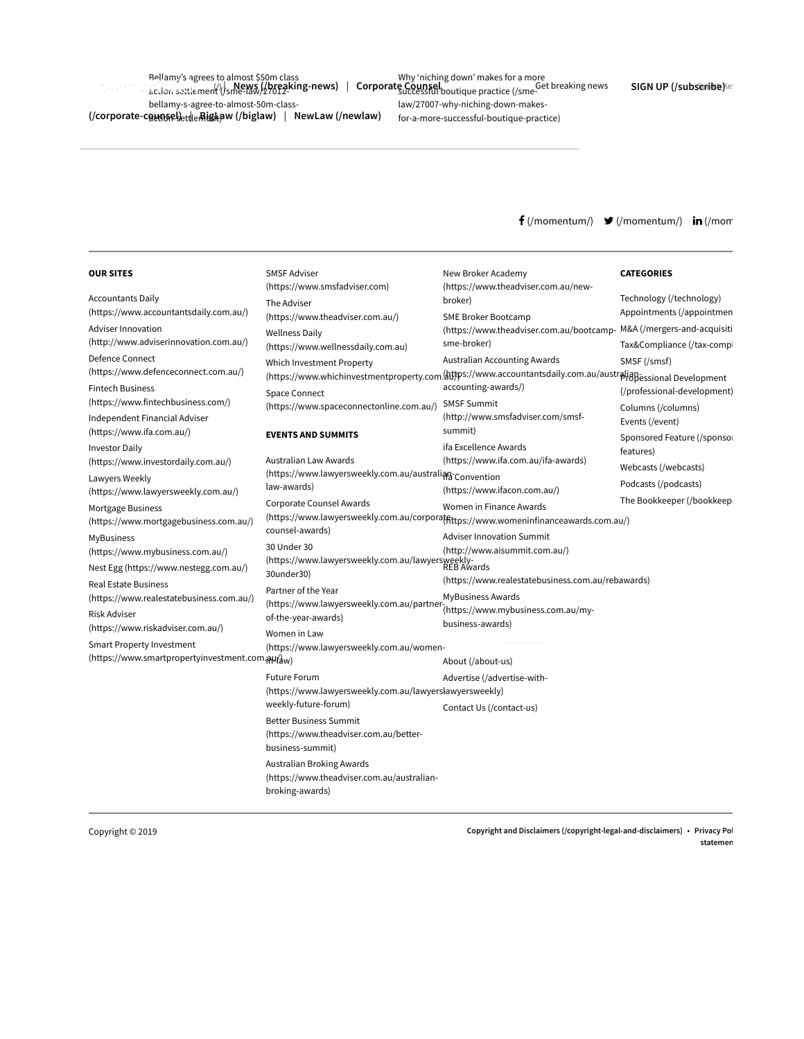Bellamy's agrees to almost $50m class action settlement (/sme-law/27012-bellamy-s-agrees-to-almost-50m-class-action-settlement)

Why 'niching down' makes for a more successful boutique practice (/sme-law/27007-why-niching-down-makes-for-a-more-successful-boutique-practice)

(/) | News (/breaking-news) | Corporate Counsel (/corporate-counsel) | BigLaw (/biglaw) | NewLaw (/newlaw)

Get breaking news

SIGN UP (/subscribe)

(/momentum/) (/momentum/) (/mom

**OUR SITES**

Accountants Daily (https://www.accountantsdaily.com.au/)

Adviser Innovation (http://www.adviserinnovation.com.au/)

Defence Connect (https://www.defenceconnect.com.au/)

Fintech Business (https://www.fintechbusiness.com/)

Independent Financial Adviser (https://www.ifa.com.au/)

Investor Daily (https://www.investordaily.com.au/)

Lawyers Weekly (https://www.lawyersweekly.com.au/)

Mortgage Business (https://www.mortgagebusiness.com.au/)

MyBusiness (https://www.mybusiness.com.au/)

Nest Egg (https://www.nestegg.com.au/)

Real Estate Business (https://www.realestatebusiness.com.au/)

Risk Adviser (https://www.riskadviser.com.au/)

Smart Property Investment (https://www.smartpropertyinvestment.com.au/)

SMSF Adviser (https://www.smsfadviser.com)

The Adviser (https://www.theadviser.com.au/)

Wellness Daily (https://www.wellnessdaily.com.au)

Which Investment Property (https://www.whichinvestmentproperty.com.au/)

Space Connect (https://www.spaceconnectonline.com.au/)

**EVENTS AND SUMMITS**

Australian Law Awards (https://www.lawyersweekly.com.au/australian-law-awards)

Corporate Counsel Awards (https://www.lawyersweekly.com.au/corporate-counsel-awards)

30 Under 30 (https://www.lawyersweekly.com.au/lawyersweekly-30under30)

Partner of the Year (https://www.lawyersweekly.com.au/partner-of-the-year-awards)

Women in Law (https://www.lawyersweekly.com.au/women-in-law)

Future Forum (https://www.lawyersweekly.com.au/lawyers-weekly-future-forum)

Better Business Summit (https://www.theadviser.com.au/better-business-summit)

Australian Broking Awards (https://www.theadviser.com.au/australian-broking-awards)

New Broker Academy (https://www.theadviser.com.au/new-broker)

SME Broker Bootcamp (https://www.theadviser.com.au/bootcamp-sme-broker)

Australian Accounting Awards (https://www.accountantsdaily.com.au/australian-accounting-awards/)

SMSF Summit (http://www.smsfadviser.com/smsf-summit)

ifa Excellence Awards (https://www.ifa.com.au/ifa-awards)

ifa Convention (https://www.ifacon.com.au/)

Women in Finance Awards (https://www.womeninfinanceawards.com.au/)

Adviser Innovation Summit (http://www.aisummit.com.au/)

REB Awards (https://www.realestatebusiness.com.au/rebawards)

MyBusiness Awards (https://www.mybusiness.com.au/my-business-awards)

About (/about-us)

Advertise (/advertise-with-lawyersweekly)

Contact Us (/contact-us)

**CATEGORIES**

Technology (/technology)

Appointments (/appointmen

M&A (/mergers-and-acquisiti

Tax&Compliance (/tax-compl

SMSF (/smsf)

Professional Development (/professional-development)

Columns (/columns)

Events (/event)

Sponsored Feature (/sponsor features)

Webcasts (/webcasts)

Podcasts (/podcasts)

The Bookkeeper (/bookkeep

Copyright © 2019

**Copyright and Disclaimers (/copyright-legal-and-disclaimers) • Privacy Pol statemen**